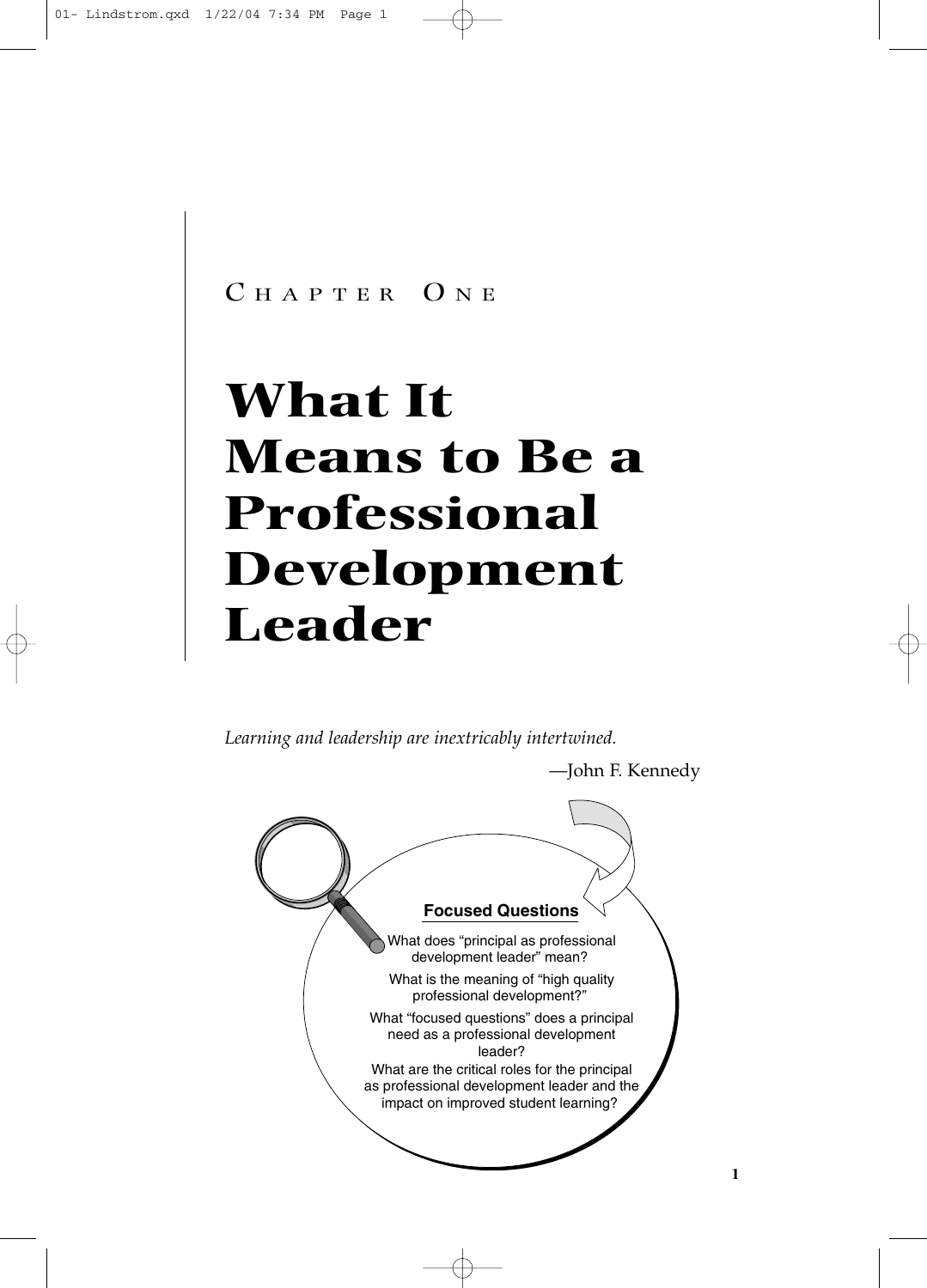## Chapter One

# What It Means to Be a Professional Development Leader

*Learning and leadership are inextricably intertwined.*

—John F. Kennedy

**Focused Questions**

What does "principal as professional development leader" mean?

What is the meaning of "high quality professional development?"

What "focused questions" does a principal need as a professional development leader?

What are the critical roles for the principal as professional development leader and the impact on improved student learning?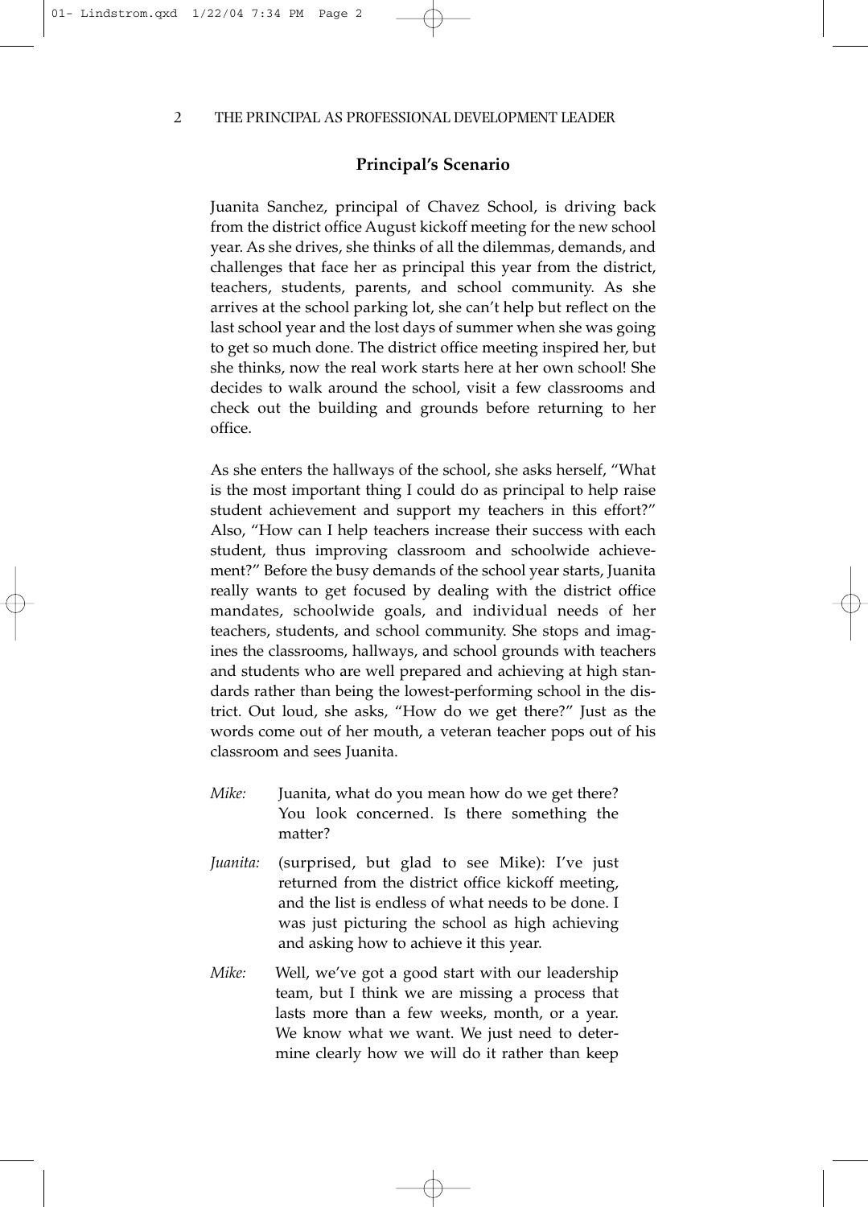### Principal's Scenario

Juanita Sanchez, principal of Chavez School, is driving back from the district office August kickoff meeting for the new school year. As she drives, she thinks of all the dilemmas, demands, and challenges that face her as principal this year from the district, teachers, students, parents, and school community. As she arrives at the school parking lot, she can't help but reflect on the last school year and the lost days of summer when she was going to get so much done. The district office meeting inspired her, but she thinks, now the real work starts here at her own school! She decides to walk around the school, visit a few classrooms and check out the building and grounds before returning to her office.

As she enters the hallways of the school, she asks herself, "What is the most important thing I could do as principal to help raise student achievement and support my teachers in this effort?" Also, "How can I help teachers increase their success with each student, thus improving classroom and schoolwide achievement?" Before the busy demands of the school year starts, Juanita really wants to get focused by dealing with the district office mandates, schoolwide goals, and individual needs of her teachers, students, and school community. She stops and imagines the classrooms, hallways, and school grounds with teachers and students who are well prepared and achieving at high standards rather than being the lowest-performing school in the district. Out loud, she asks, "How do we get there?" Just as the words come out of her mouth, a veteran teacher pops out of his classroom and sees Juanita.

*Mike:* Juanita, what do you mean how do we get there? You look concerned. Is there something the matter?

*Juanita:* (surprised, but glad to see Mike): I've just returned from the district office kickoff meeting, and the list is endless of what needs to be done. I was just picturing the school as high achieving and asking how to achieve it this year.

*Mike:* Well, we've got a good start with our leadership team, but I think we are missing a process that lasts more than a few weeks, month, or a year. We know what we want. We just need to determine clearly how we will do it rather than keep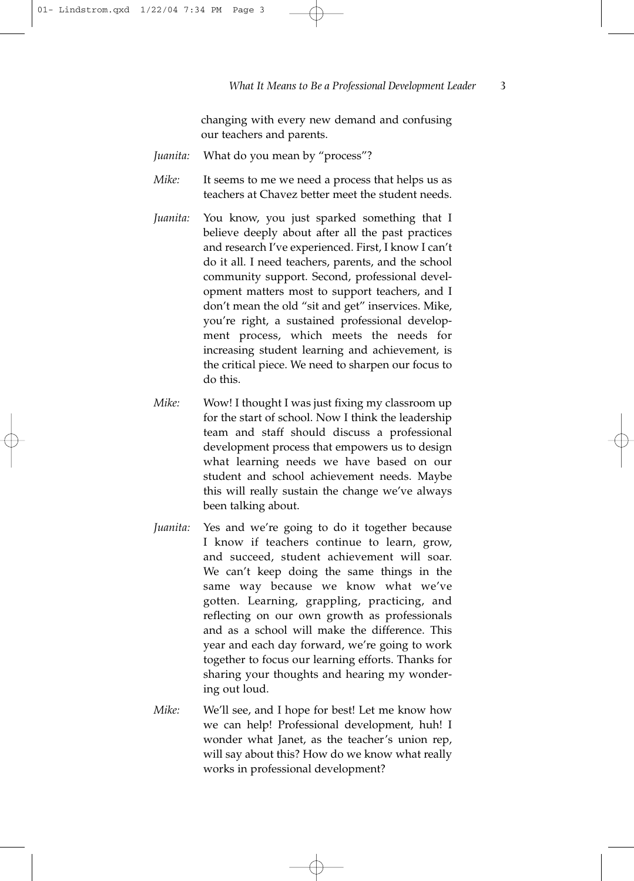changing with every new demand and confusing our teachers and parents.

*Juanita:* What do you mean by "process"?

*Mike:* It seems to me we need a process that helps us as teachers at Chavez better meet the student needs.

*Juanita:* You know, you just sparked something that I believe deeply about after all the past practices and research I've experienced. First, I know I can't do it all. I need teachers, parents, and the school community support. Second, professional development matters most to support teachers, and I don't mean the old "sit and get" inservices. Mike, you're right, a sustained professional development process, which meets the needs for increasing student learning and achievement, is the critical piece. We need to sharpen our focus to do this.

*Mike:* Wow! I thought I was just fixing my classroom up for the start of school. Now I think the leadership team and staff should discuss a professional development process that empowers us to design what learning needs we have based on our student and school achievement needs. Maybe this will really sustain the change we've always been talking about.

*Juanita:* Yes and we're going to do it together because I know if teachers continue to learn, grow, and succeed, student achievement will soar. We can't keep doing the same things in the same way because we know what we've gotten. Learning, grappling, practicing, and reflecting on our own growth as professionals and as a school will make the difference. This year and each day forward, we're going to work together to focus our learning efforts. Thanks for sharing your thoughts and hearing my wondering out loud.

*Mike:* We'll see, and I hope for best! Let me know how we can help! Professional development, huh! I wonder what Janet, as the teacher's union rep, will say about this? How do we know what really works in professional development?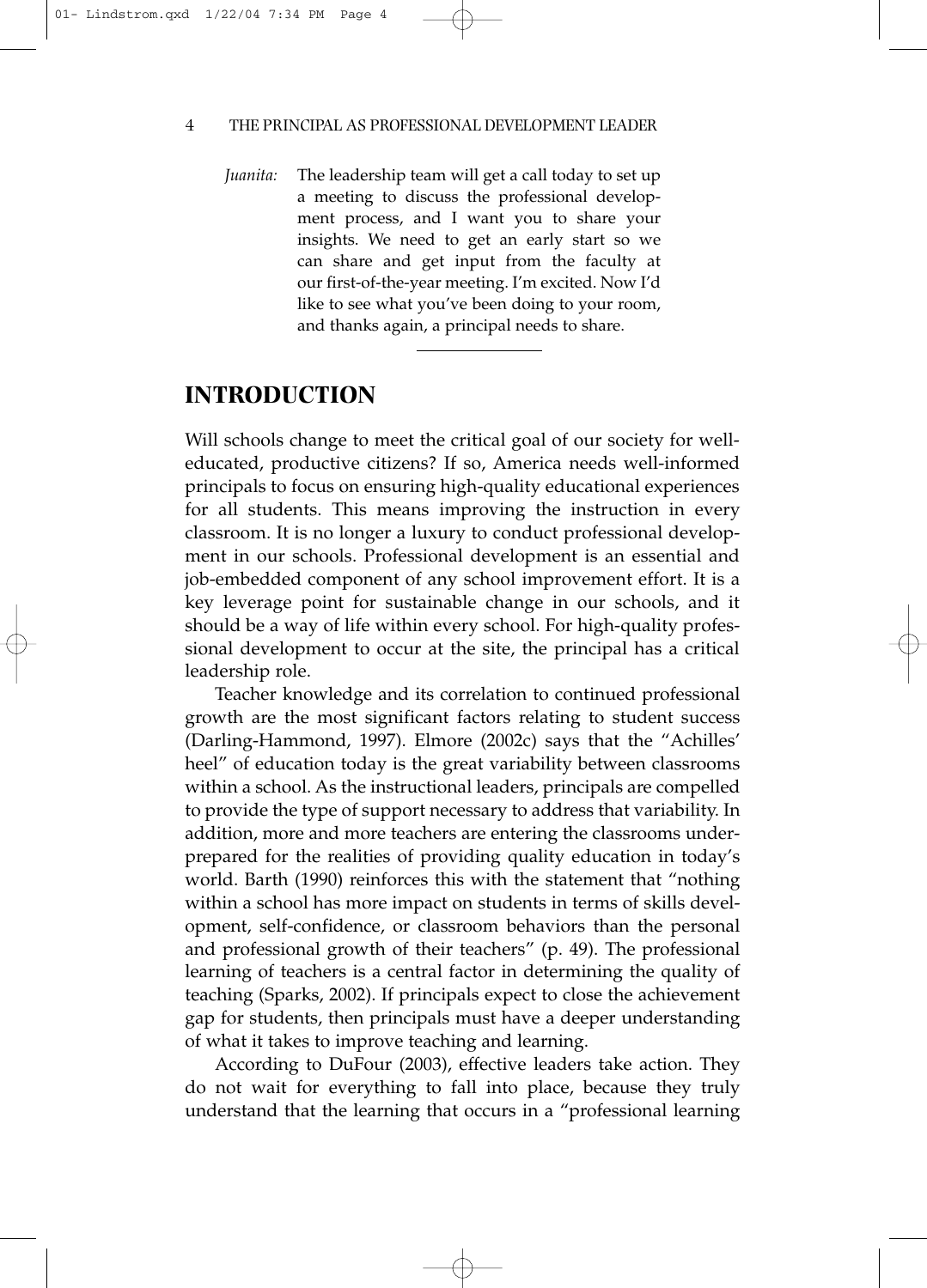*Juanita:* The leadership team will get a call today to set up a meeting to discuss the professional development process, and I want you to share your insights. We need to get an early start so we can share and get input from the faculty at our first-of-the-year meeting. I'm excited. Now I'd like to see what you've been doing to your room, and thanks again, a principal needs to share.

---

## INTRODUCTION

Will schools change to meet the critical goal of our society for well-educated, productive citizens? If so, America needs well-informed principals to focus on ensuring high-quality educational experiences for all students. This means improving the instruction in every classroom. It is no longer a luxury to conduct professional development in our schools. Professional development is an essential and job-embedded component of any school improvement effort. It is a key leverage point for sustainable change in our schools, and it should be a way of life within every school. For high-quality professional development to occur at the site, the principal has a critical leadership role.

Teacher knowledge and its correlation to continued professional growth are the most significant factors relating to student success (Darling-Hammond, 1997). Elmore (2002c) says that the "Achilles' heel" of education today is the great variability between classrooms within a school. As the instructional leaders, principals are compelled to provide the type of support necessary to address that variability. In addition, more and more teachers are entering the classrooms underprepared for the realities of providing quality education in today's world. Barth (1990) reinforces this with the statement that "nothing within a school has more impact on students in terms of skills development, self-confidence, or classroom behaviors than the personal and professional growth of their teachers" (p. 49). The professional learning of teachers is a central factor in determining the quality of teaching (Sparks, 2002). If principals expect to close the achievement gap for students, then principals must have a deeper understanding of what it takes to improve teaching and learning.

According to DuFour (2003), effective leaders take action. They do not wait for everything to fall into place, because they truly understand that the learning that occurs in a "professional learning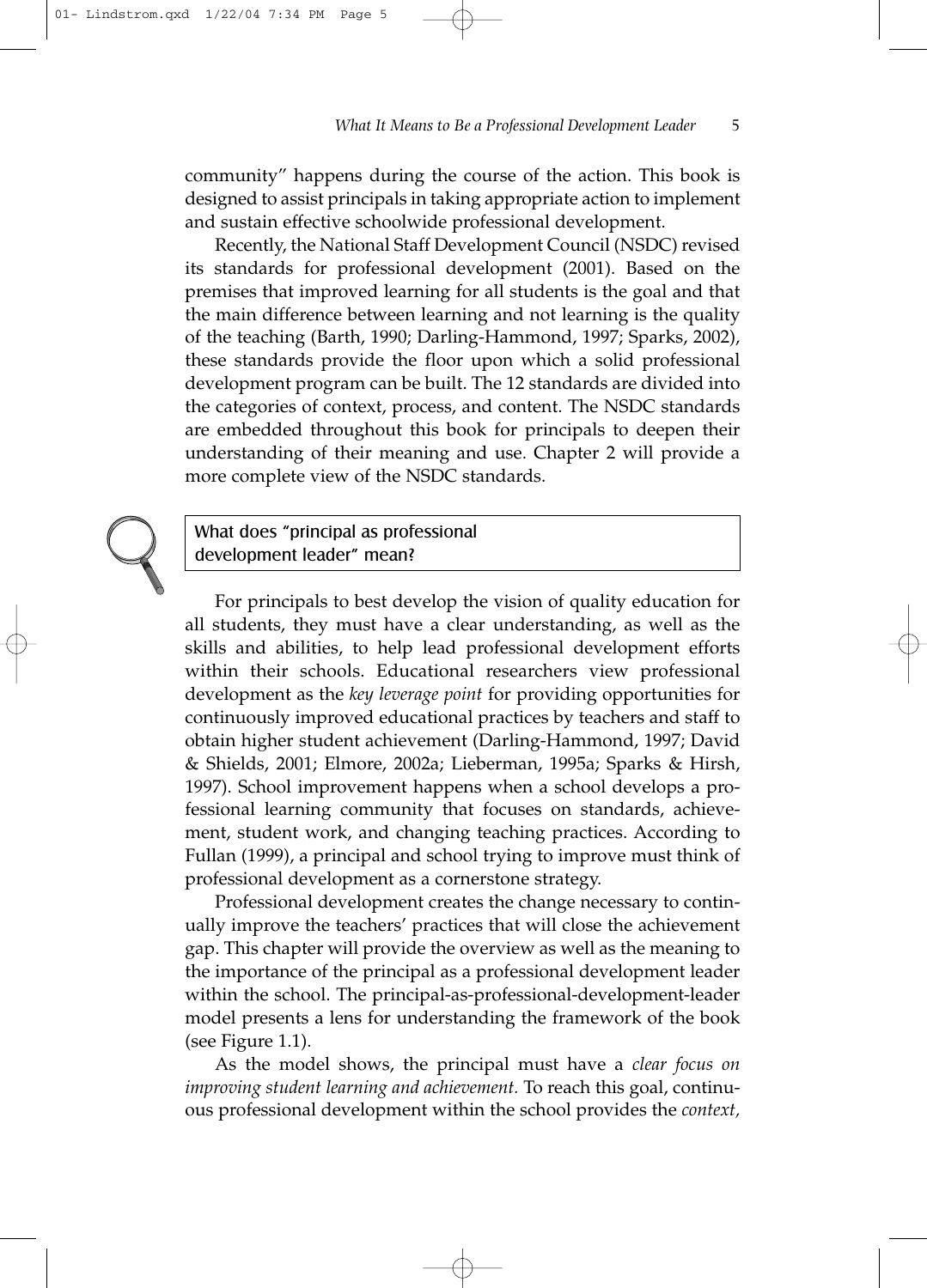community" happens during the course of the action. This book is designed to assist principals in taking appropriate action to implement and sustain effective schoolwide professional development.

Recently, the National Staff Development Council (NSDC) revised its standards for professional development (2001). Based on the premises that improved learning for all students is the goal and that the main difference between learning and not learning is the quality of the teaching (Barth, 1990; Darling-Hammond, 1997; Sparks, 2002), these standards provide the floor upon which a solid professional development program can be built. The 12 standards are divided into the categories of context, process, and content. The NSDC standards are embedded throughout this book for principals to deepen their understanding of their meaning and use. Chapter 2 will provide a more complete view of the NSDC standards.

### What does "principal as professional development leader" mean?

For principals to best develop the vision of quality education for all students, they must have a clear understanding, as well as the skills and abilities, to help lead professional development efforts within their schools. Educational researchers view professional development as the *key leverage point* for providing opportunities for continuously improved educational practices by teachers and staff to obtain higher student achievement (Darling-Hammond, 1997; David & Shields, 2001; Elmore, 2002a; Lieberman, 1995a; Sparks & Hirsh, 1997). School improvement happens when a school develops a professional learning community that focuses on standards, achievement, student work, and changing teaching practices. According to Fullan (1999), a principal and school trying to improve must think of professional development as a cornerstone strategy.

Professional development creates the change necessary to continually improve the teachers' practices that will close the achievement gap. This chapter will provide the overview as well as the meaning to the importance of the principal as a professional development leader within the school. The principal-as-professional-development-leader model presents a lens for understanding the framework of the book (see Figure 1.1).

As the model shows, the principal must have a *clear focus on improving student learning and achievement.* To reach this goal, continuous professional development within the school provides the *context,*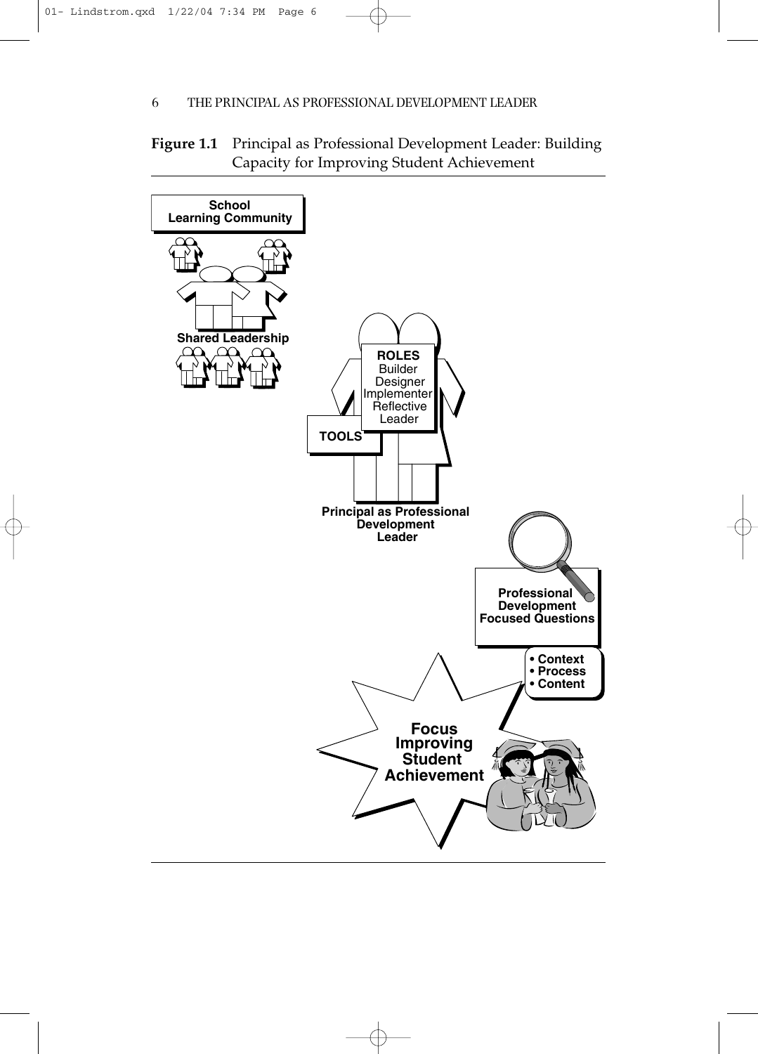**Figure 1.1** Principal as Professional Development Leader: Building Capacity for Improving Student Achievement

**School Learning Community**

**Shared Leadership**

**ROLES**
Builder
Designer
Implementer
Reflective
Leader

**TOOLS**

**Principal as Professional Development Leader**

**Professional Development Focused Questions**

- **Context**
- **Process**
- **Content**

**Focus Improving Student Achievement**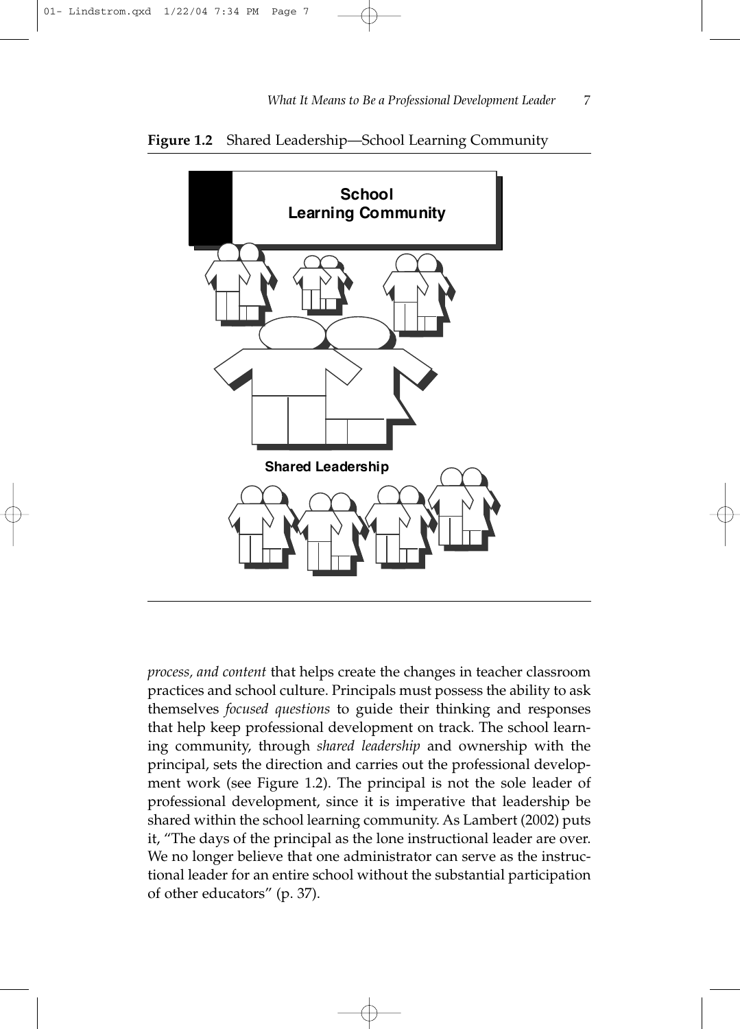**Figure 1.2** Shared Leadership—School Learning Community

School Learning Community

Shared Leadership

*process, and content* that helps create the changes in teacher classroom practices and school culture. Principals must possess the ability to ask themselves *focused questions* to guide their thinking and responses that help keep professional development on track. The school learning community, through *shared leadership* and ownership with the principal, sets the direction and carries out the professional development work (see Figure 1.2). The principal is not the sole leader of professional development, since it is imperative that leadership be shared within the school learning community. As Lambert (2002) puts it, "The days of the principal as the lone instructional leader are over. We no longer believe that one administrator can serve as the instructional leader for an entire school without the substantial participation of other educators" (p. 37).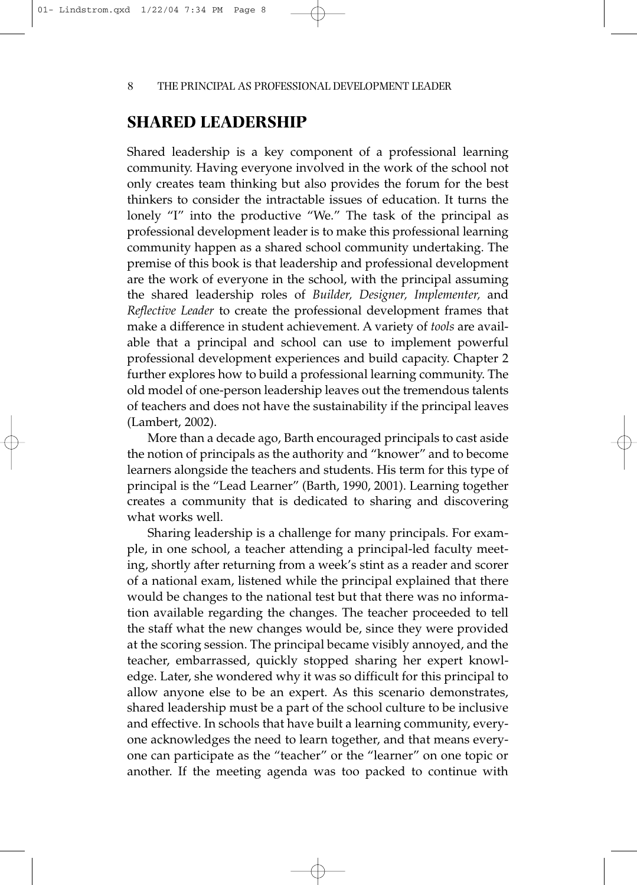## SHARED LEADERSHIP

Shared leadership is a key component of a professional learning community. Having everyone involved in the work of the school not only creates team thinking but also provides the forum for the best thinkers to consider the intractable issues of education. It turns the lonely "I" into the productive "We." The task of the principal as professional development leader is to make this professional learning community happen as a shared school community undertaking. The premise of this book is that leadership and professional development are the work of everyone in the school, with the principal assuming the shared leadership roles of *Builder, Designer, Implementer,* and *Reflective Leader* to create the professional development frames that make a difference in student achievement. A variety of *tools* are available that a principal and school can use to implement powerful professional development experiences and build capacity. Chapter 2 further explores how to build a professional learning community. The old model of one-person leadership leaves out the tremendous talents of teachers and does not have the sustainability if the principal leaves (Lambert, 2002).

More than a decade ago, Barth encouraged principals to cast aside the notion of principals as the authority and "knower" and to become learners alongside the teachers and students. His term for this type of principal is the "Lead Learner" (Barth, 1990, 2001). Learning together creates a community that is dedicated to sharing and discovering what works well.

Sharing leadership is a challenge for many principals. For example, in one school, a teacher attending a principal-led faculty meeting, shortly after returning from a week's stint as a reader and scorer of a national exam, listened while the principal explained that there would be changes to the national test but that there was no information available regarding the changes. The teacher proceeded to tell the staff what the new changes would be, since they were provided at the scoring session. The principal became visibly annoyed, and the teacher, embarrassed, quickly stopped sharing her expert knowledge. Later, she wondered why it was so difficult for this principal to allow anyone else to be an expert. As this scenario demonstrates, shared leadership must be a part of the school culture to be inclusive and effective. In schools that have built a learning community, everyone acknowledges the need to learn together, and that means everyone can participate as the "teacher" or the "learner" on one topic or another. If the meeting agenda was too packed to continue with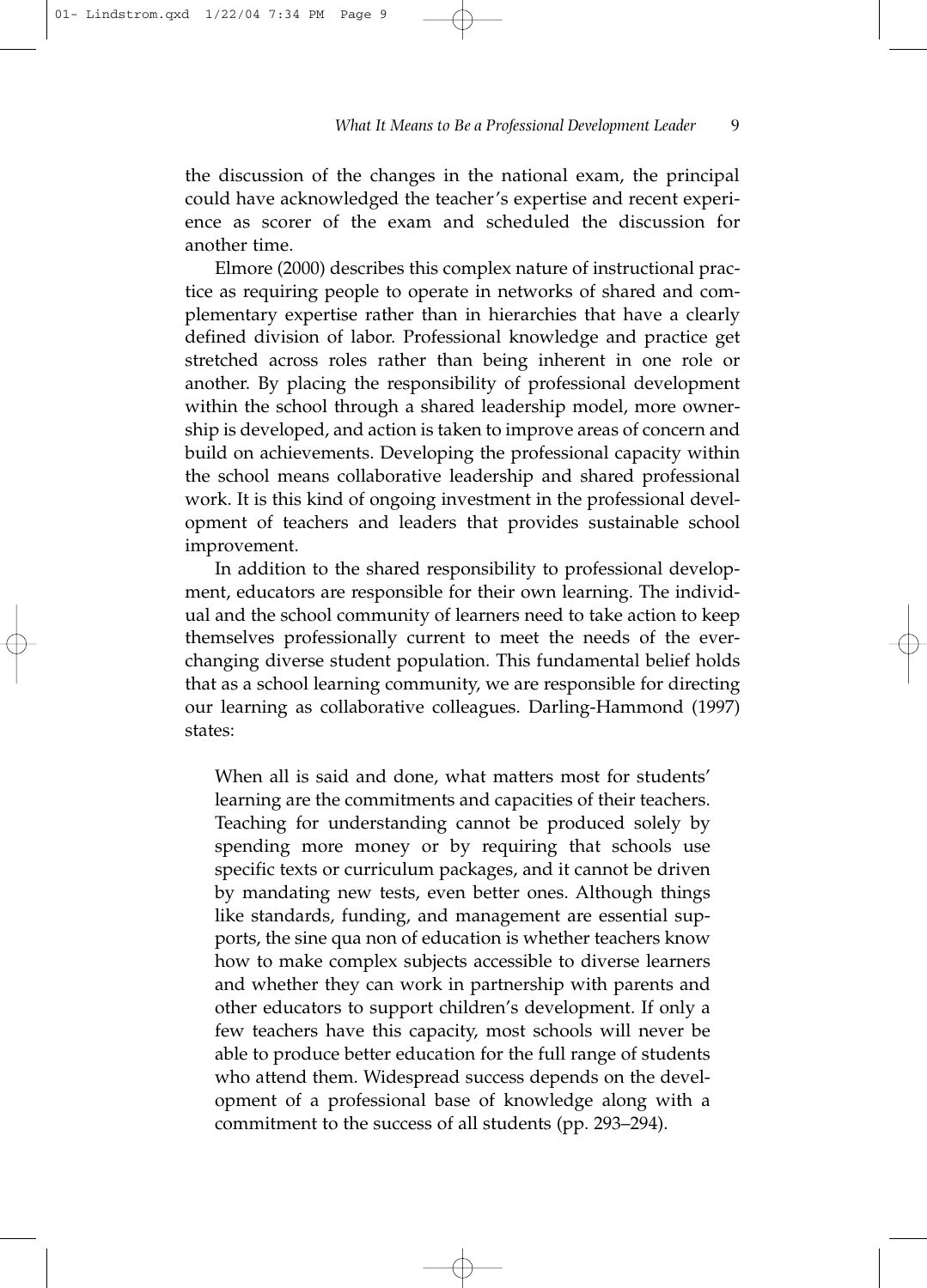the discussion of the changes in the national exam, the principal could have acknowledged the teacher's expertise and recent experience as scorer of the exam and scheduled the discussion for another time.

Elmore (2000) describes this complex nature of instructional practice as requiring people to operate in networks of shared and complementary expertise rather than in hierarchies that have a clearly defined division of labor. Professional knowledge and practice get stretched across roles rather than being inherent in one role or another. By placing the responsibility of professional development within the school through a shared leadership model, more ownership is developed, and action is taken to improve areas of concern and build on achievements. Developing the professional capacity within the school means collaborative leadership and shared professional work. It is this kind of ongoing investment in the professional development of teachers and leaders that provides sustainable school improvement.

In addition to the shared responsibility to professional development, educators are responsible for their own learning. The individual and the school community of learners need to take action to keep themselves professionally current to meet the needs of the ever-changing diverse student population. This fundamental belief holds that as a school learning community, we are responsible for directing our learning as collaborative colleagues. Darling-Hammond (1997) states:

> When all is said and done, what matters most for students' learning are the commitments and capacities of their teachers. Teaching for understanding cannot be produced solely by spending more money or by requiring that schools use specific texts or curriculum packages, and it cannot be driven by mandating new tests, even better ones. Although things like standards, funding, and management are essential supports, the sine qua non of education is whether teachers know how to make complex subjects accessible to diverse learners and whether they can work in partnership with parents and other educators to support children's development. If only a few teachers have this capacity, most schools will never be able to produce better education for the full range of students who attend them. Widespread success depends on the development of a professional base of knowledge along with a commitment to the success of all students (pp. 293–294).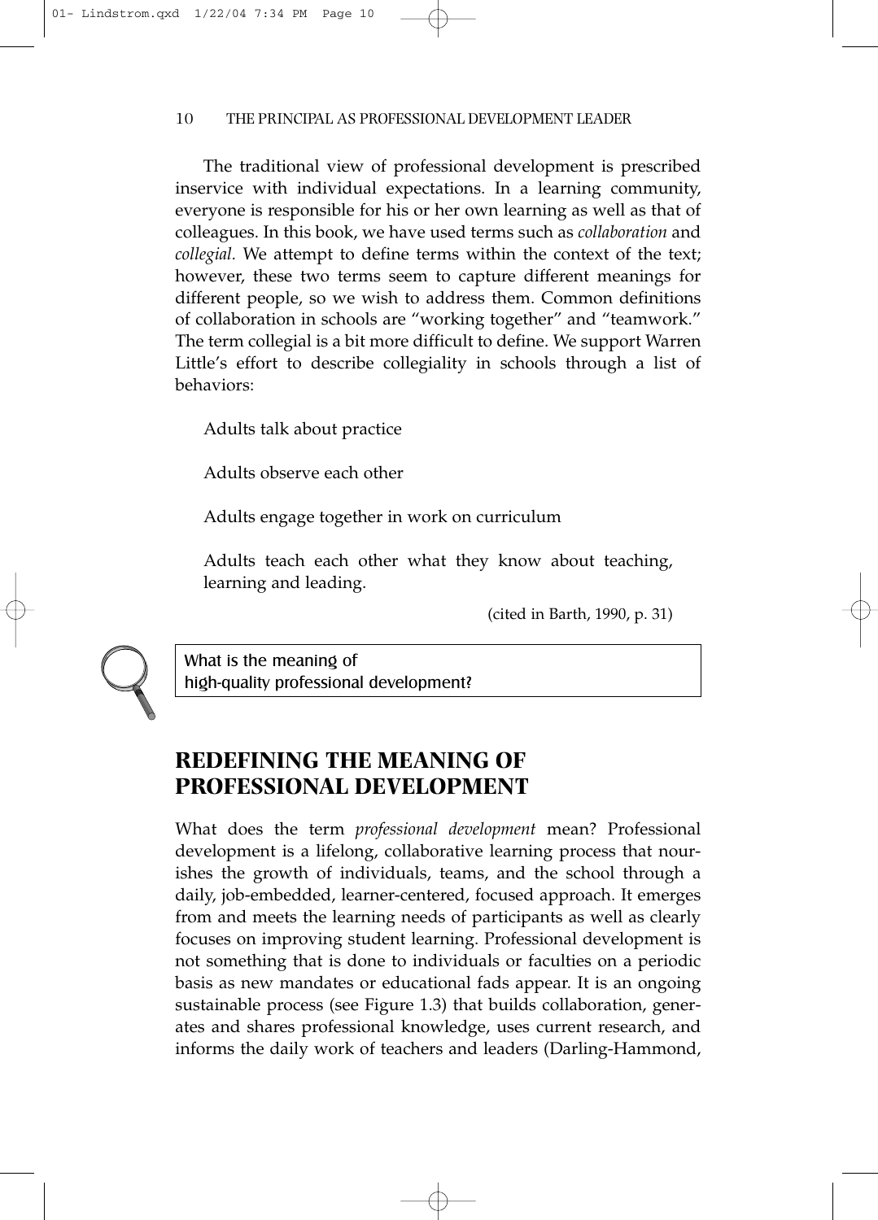The traditional view of professional development is prescribed inservice with individual expectations. In a learning community, everyone is responsible for his or her own learning as well as that of colleagues. In this book, we have used terms such as *collaboration* and *collegial.* We attempt to define terms within the context of the text; however, these two terms seem to capture different meanings for different people, so we wish to address them. Common definitions of collaboration in schools are "working together" and "teamwork." The term collegial is a bit more difficult to define. We support Warren Little's effort to describe collegiality in schools through a list of behaviors:

> Adults talk about practice
>
> Adults observe each other
>
> Adults engage together in work on curriculum
>
> Adults teach each other what they know about teaching, learning and leading.
>
> (cited in Barth, 1990, p. 31)

> What is the meaning of high-quality professional development?

## REDEFINING THE MEANING OF PROFESSIONAL DEVELOPMENT

What does the term *professional development* mean? Professional development is a lifelong, collaborative learning process that nourishes the growth of individuals, teams, and the school through a daily, job-embedded, learner-centered, focused approach. It emerges from and meets the learning needs of participants as well as clearly focuses on improving student learning. Professional development is not something that is done to individuals or faculties on a periodic basis as new mandates or educational fads appear. It is an ongoing sustainable process (see Figure 1.3) that builds collaboration, generates and shares professional knowledge, uses current research, and informs the daily work of teachers and leaders (Darling-Hammond,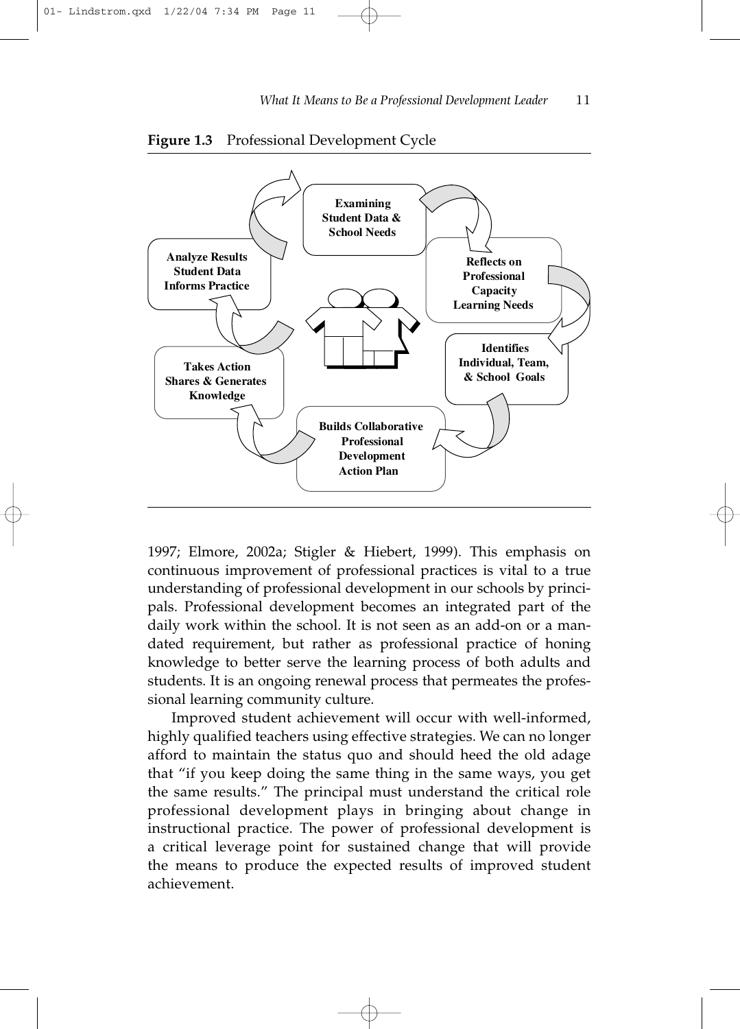**Figure 1.3** Professional Development Cycle

- **Examining Student Data & School Needs**
- **Reflects on Professional Capacity Learning Needs**
- **Identifies Individual, Team, & School Goals**
- **Builds Collaborative Professional Development Action Plan**
- **Takes Action Shares & Generates Knowledge**
- **Analyze Results Student Data Informs Practice**

1997; Elmore, 2002a; Stigler & Hiebert, 1999). This emphasis on continuous improvement of professional practices is vital to a true understanding of professional development in our schools by principals. Professional development becomes an integrated part of the daily work within the school. It is not seen as an add-on or a mandated requirement, but rather as professional practice of honing knowledge to better serve the learning process of both adults and students. It is an ongoing renewal process that permeates the professional learning community culture.

Improved student achievement will occur with well-informed, highly qualified teachers using effective strategies. We can no longer afford to maintain the status quo and should heed the old adage that "if you keep doing the same thing in the same ways, you get the same results." The principal must understand the critical role professional development plays in bringing about change in instructional practice. The power of professional development is a critical leverage point for sustained change that will provide the means to produce the expected results of improved student achievement.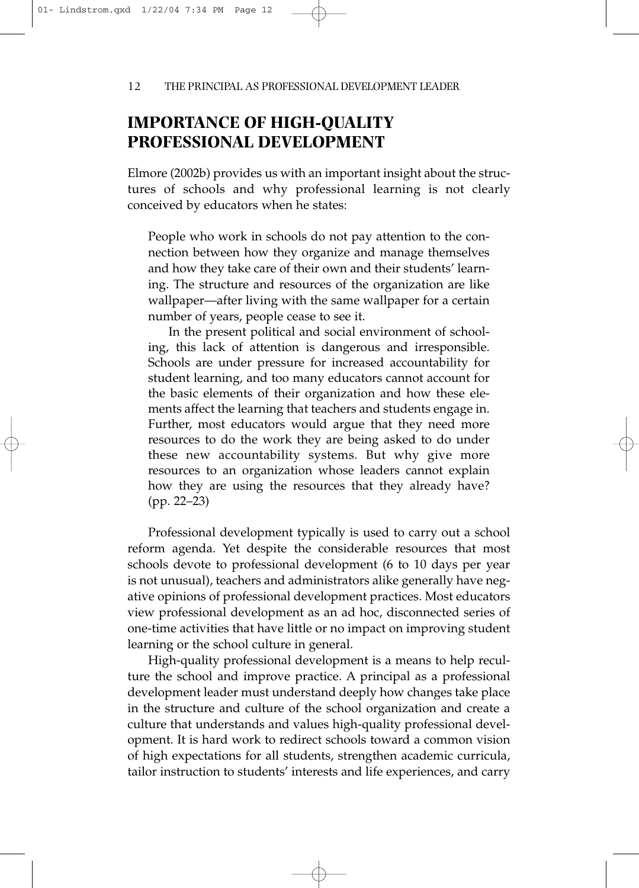## IMPORTANCE OF HIGH-QUALITY PROFESSIONAL DEVELOPMENT

Elmore (2002b) provides us with an important insight about the structures of schools and why professional learning is not clearly conceived by educators when he states:

> People who work in schools do not pay attention to the connection between how they organize and manage themselves and how they take care of their own and their students' learning. The structure and resources of the organization are like wallpaper—after living with the same wallpaper for a certain number of years, people cease to see it.
>
> In the present political and social environment of schooling, this lack of attention is dangerous and irresponsible. Schools are under pressure for increased accountability for student learning, and too many educators cannot account for the basic elements of their organization and how these elements affect the learning that teachers and students engage in. Further, most educators would argue that they need more resources to do the work they are being asked to do under these new accountability systems. But why give more resources to an organization whose leaders cannot explain how they are using the resources that they already have? (pp. 22–23)

Professional development typically is used to carry out a school reform agenda. Yet despite the considerable resources that most schools devote to professional development (6 to 10 days per year is not unusual), teachers and administrators alike generally have negative opinions of professional development practices. Most educators view professional development as an ad hoc, disconnected series of one-time activities that have little or no impact on improving student learning or the school culture in general.

High-quality professional development is a means to help reculture the school and improve practice. A principal as a professional development leader must understand deeply how changes take place in the structure and culture of the school organization and create a culture that understands and values high-quality professional development. It is hard work to redirect schools toward a common vision of high expectations for all students, strengthen academic curricula, tailor instruction to students' interests and life experiences, and carry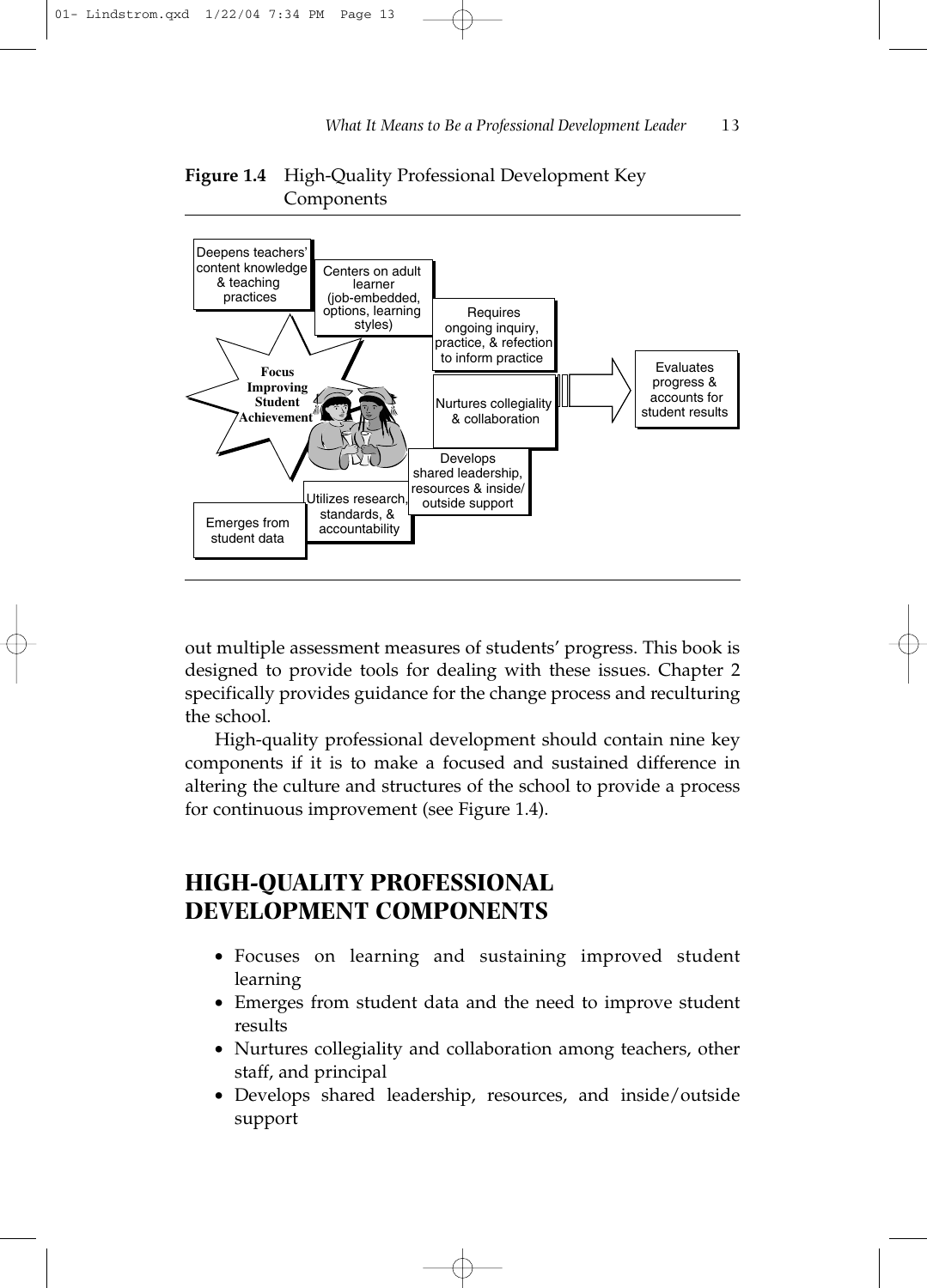**Figure 1.4** High-Quality Professional Development Key Components

Deepens teachers' content knowledge & teaching practices

Centers on adult learner (job-embedded, options, learning styles)

Requires ongoing inquiry, practice, & refection to inform practice

Focus Improving Student Achievement

Nurtures collegiality & collaboration

Evaluates progress & accounts for student results

Develops shared leadership, resources & inside/ outside support

Utilizes research, standards, & accountability

Emerges from student data

out multiple assessment measures of students' progress. This book is designed to provide tools for dealing with these issues. Chapter 2 specifically provides guidance for the change process and reculturing the school.

High-quality professional development should contain nine key components if it is to make a focused and sustained difference in altering the culture and structures of the school to provide a process for continuous improvement (see Figure 1.4).

## HIGH-QUALITY PROFESSIONAL DEVELOPMENT COMPONENTS

- Focuses on learning and sustaining improved student learning
- Emerges from student data and the need to improve student results
- Nurtures collegiality and collaboration among teachers, other staff, and principal
- Develops shared leadership, resources, and inside/outside support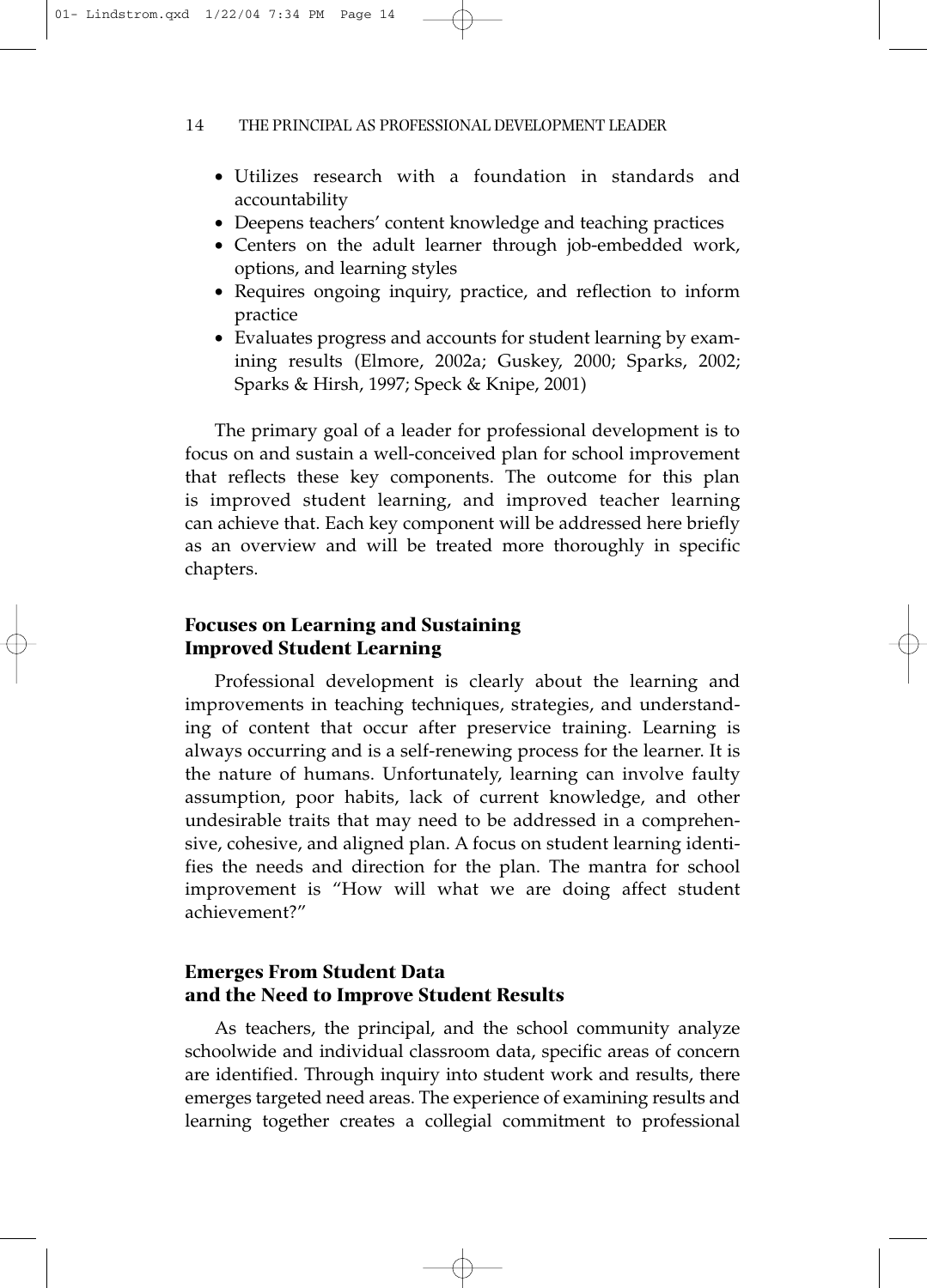- Utilizes research with a foundation in standards and accountability
- Deepens teachers' content knowledge and teaching practices
- Centers on the adult learner through job-embedded work, options, and learning styles
- Requires ongoing inquiry, practice, and reflection to inform practice
- Evaluates progress and accounts for student learning by examining results (Elmore, 2002a; Guskey, 2000; Sparks, 2002; Sparks & Hirsh, 1997; Speck & Knipe, 2001)

The primary goal of a leader for professional development is to focus on and sustain a well-conceived plan for school improvement that reflects these key components. The outcome for this plan is improved student learning, and improved teacher learning can achieve that. Each key component will be addressed here briefly as an overview and will be treated more thoroughly in specific chapters.

### Focuses on Learning and Sustaining Improved Student Learning

Professional development is clearly about the learning and improvements in teaching techniques, strategies, and understanding of content that occur after preservice training. Learning is always occurring and is a self-renewing process for the learner. It is the nature of humans. Unfortunately, learning can involve faulty assumption, poor habits, lack of current knowledge, and other undesirable traits that may need to be addressed in a comprehensive, cohesive, and aligned plan. A focus on student learning identifies the needs and direction for the plan. The mantra for school improvement is "How will what we are doing affect student achievement?"

### Emerges From Student Data and the Need to Improve Student Results

As teachers, the principal, and the school community analyze schoolwide and individual classroom data, specific areas of concern are identified. Through inquiry into student work and results, there emerges targeted need areas. The experience of examining results and learning together creates a collegial commitment to professional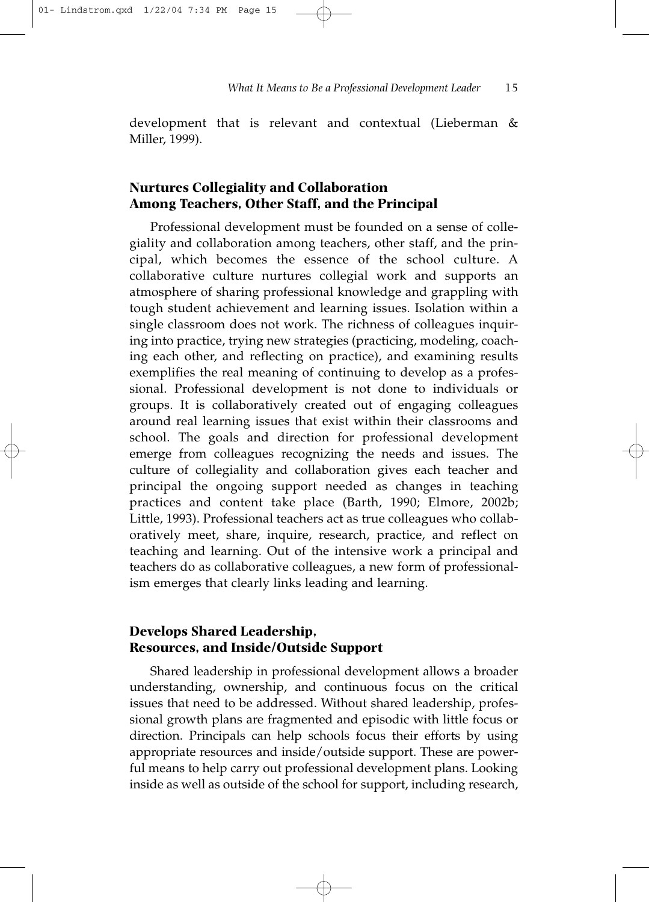development that is relevant and contextual (Lieberman & Miller, 1999).

### Nurtures Collegiality and Collaboration Among Teachers, Other Staff, and the Principal

Professional development must be founded on a sense of collegiality and collaboration among teachers, other staff, and the principal, which becomes the essence of the school culture. A collaborative culture nurtures collegial work and supports an atmosphere of sharing professional knowledge and grappling with tough student achievement and learning issues. Isolation within a single classroom does not work. The richness of colleagues inquiring into practice, trying new strategies (practicing, modeling, coaching each other, and reflecting on practice), and examining results exemplifies the real meaning of continuing to develop as a professional. Professional development is not done to individuals or groups. It is collaboratively created out of engaging colleagues around real learning issues that exist within their classrooms and school. The goals and direction for professional development emerge from colleagues recognizing the needs and issues. The culture of collegiality and collaboration gives each teacher and principal the ongoing support needed as changes in teaching practices and content take place (Barth, 1990; Elmore, 2002b; Little, 1993). Professional teachers act as true colleagues who collaboratively meet, share, inquire, research, practice, and reflect on teaching and learning. Out of the intensive work a principal and teachers do as collaborative colleagues, a new form of professionalism emerges that clearly links leading and learning.

### Develops Shared Leadership, Resources, and Inside/Outside Support

Shared leadership in professional development allows a broader understanding, ownership, and continuous focus on the critical issues that need to be addressed. Without shared leadership, professional growth plans are fragmented and episodic with little focus or direction. Principals can help schools focus their efforts by using appropriate resources and inside/outside support. These are powerful means to help carry out professional development plans. Looking inside as well as outside of the school for support, including research,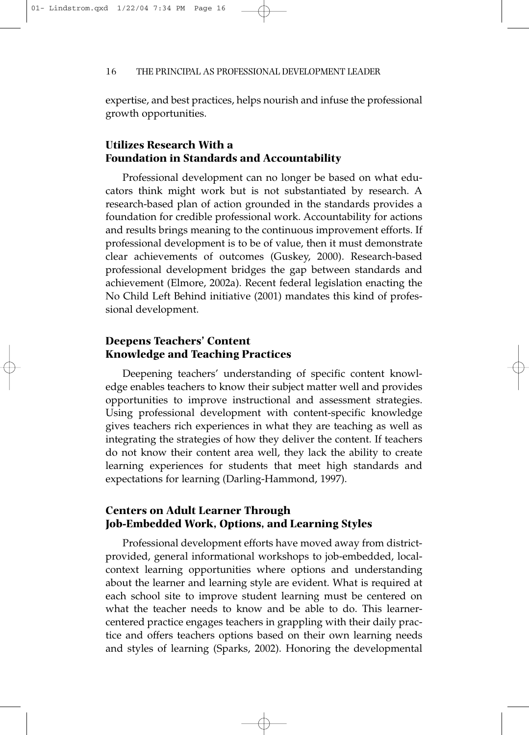expertise, and best practices, helps nourish and infuse the professional growth opportunities.

### Utilizes Research With a Foundation in Standards and Accountability

Professional development can no longer be based on what educators think might work but is not substantiated by research. A research-based plan of action grounded in the standards provides a foundation for credible professional work. Accountability for actions and results brings meaning to the continuous improvement efforts. If professional development is to be of value, then it must demonstrate clear achievements of outcomes (Guskey, 2000). Research-based professional development bridges the gap between standards and achievement (Elmore, 2002a). Recent federal legislation enacting the No Child Left Behind initiative (2001) mandates this kind of professional development.

### Deepens Teachers' Content Knowledge and Teaching Practices

Deepening teachers' understanding of specific content knowledge enables teachers to know their subject matter well and provides opportunities to improve instructional and assessment strategies. Using professional development with content-specific knowledge gives teachers rich experiences in what they are teaching as well as integrating the strategies of how they deliver the content. If teachers do not know their content area well, they lack the ability to create learning experiences for students that meet high standards and expectations for learning (Darling-Hammond, 1997).

### Centers on Adult Learner Through Job-Embedded Work, Options, and Learning Styles

Professional development efforts have moved away from district-provided, general informational workshops to job-embedded, local-context learning opportunities where options and understanding about the learner and learning style are evident. What is required at each school site to improve student learning must be centered on what the teacher needs to know and be able to do. This learner-centered practice engages teachers in grappling with their daily practice and offers teachers options based on their own learning needs and styles of learning (Sparks, 2002). Honoring the developmental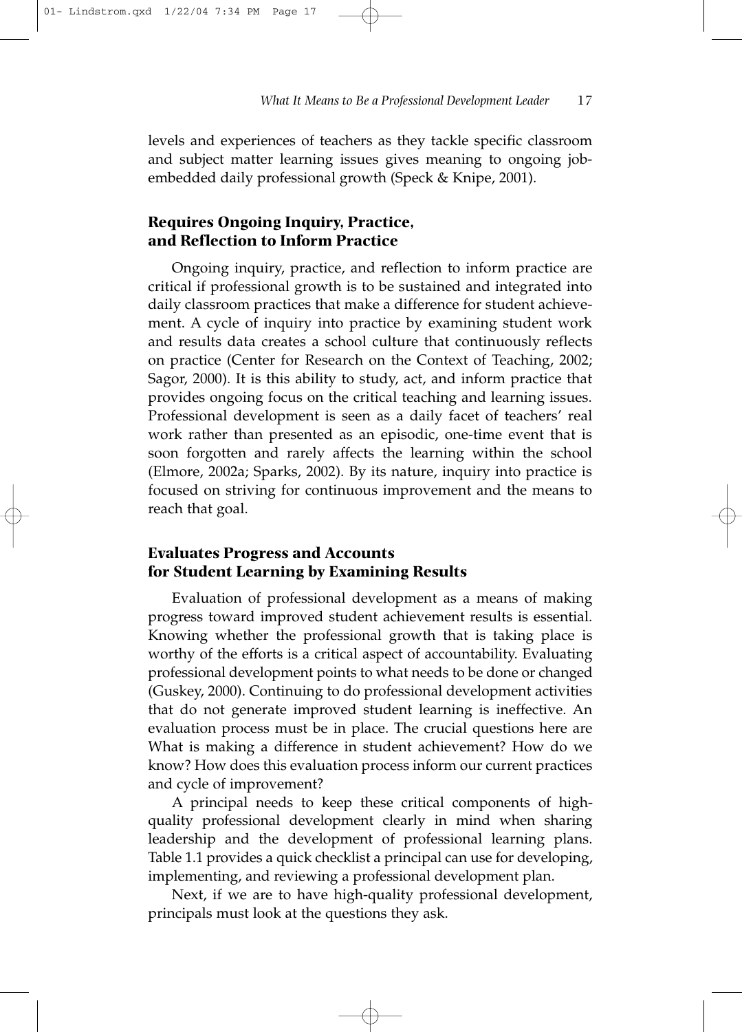levels and experiences of teachers as they tackle specific classroom and subject matter learning issues gives meaning to ongoing job-embedded daily professional growth (Speck & Knipe, 2001).

### Requires Ongoing Inquiry, Practice, and Reflection to Inform Practice

Ongoing inquiry, practice, and reflection to inform practice are critical if professional growth is to be sustained and integrated into daily classroom practices that make a difference for student achievement. A cycle of inquiry into practice by examining student work and results data creates a school culture that continuously reflects on practice (Center for Research on the Context of Teaching, 2002; Sagor, 2000). It is this ability to study, act, and inform practice that provides ongoing focus on the critical teaching and learning issues. Professional development is seen as a daily facet of teachers' real work rather than presented as an episodic, one-time event that is soon forgotten and rarely affects the learning within the school (Elmore, 2002a; Sparks, 2002). By its nature, inquiry into practice is focused on striving for continuous improvement and the means to reach that goal.

### Evaluates Progress and Accounts for Student Learning by Examining Results

Evaluation of professional development as a means of making progress toward improved student achievement results is essential. Knowing whether the professional growth that is taking place is worthy of the efforts is a critical aspect of accountability. Evaluating professional development points to what needs to be done or changed (Guskey, 2000). Continuing to do professional development activities that do not generate improved student learning is ineffective. An evaluation process must be in place. The crucial questions here are What is making a difference in student achievement? How do we know? How does this evaluation process inform our current practices and cycle of improvement?

A principal needs to keep these critical components of high-quality professional development clearly in mind when sharing leadership and the development of professional learning plans. Table 1.1 provides a quick checklist a principal can use for developing, implementing, and reviewing a professional development plan.

Next, if we are to have high-quality professional development, principals must look at the questions they ask.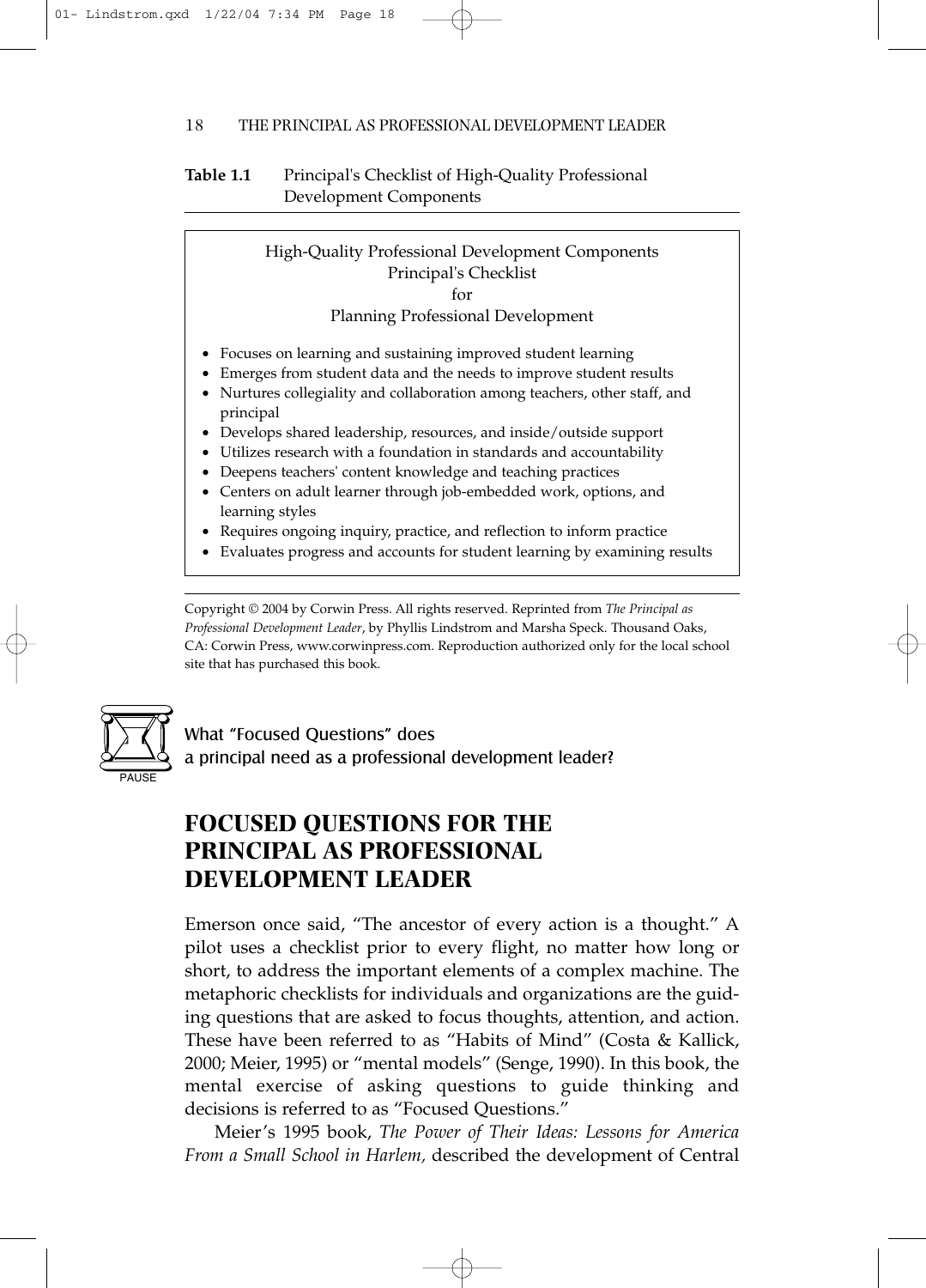**Table 1.1** Principal's Checklist of High-Quality Professional Development Components

High-Quality Professional Development Components
Principal's Checklist
for
Planning Professional Development

- Focuses on learning and sustaining improved student learning
- Emerges from student data and the needs to improve student results
- Nurtures collegiality and collaboration among teachers, other staff, and principal
- Develops shared leadership, resources, and inside/outside support
- Utilizes research with a foundation in standards and accountability
- Deepens teachers' content knowledge and teaching practices
- Centers on adult learner through job-embedded work, options, and learning styles
- Requires ongoing inquiry, practice, and reflection to inform practice
- Evaluates progress and accounts for student learning by examining results

Copyright © 2004 by Corwin Press. All rights reserved. Reprinted from *The Principal as Professional Development Leader*, by Phyllis Lindstrom and Marsha Speck. Thousand Oaks, CA: Corwin Press, www.corwinpress.com. Reproduction authorized only for the local school site that has purchased this book.

PAUSE

What "Focused Questions" does a principal need as a professional development leader?

## FOCUSED QUESTIONS FOR THE PRINCIPAL AS PROFESSIONAL DEVELOPMENT LEADER

Emerson once said, "The ancestor of every action is a thought." A pilot uses a checklist prior to every flight, no matter how long or short, to address the important elements of a complex machine. The metaphoric checklists for individuals and organizations are the guiding questions that are asked to focus thoughts, attention, and action. These have been referred to as "Habits of Mind" (Costa & Kallick, 2000; Meier, 1995) or "mental models" (Senge, 1990). In this book, the mental exercise of asking questions to guide thinking and decisions is referred to as "Focused Questions."

Meier's 1995 book, *The Power of Their Ideas: Lessons for America From a Small School in Harlem,* described the development of Central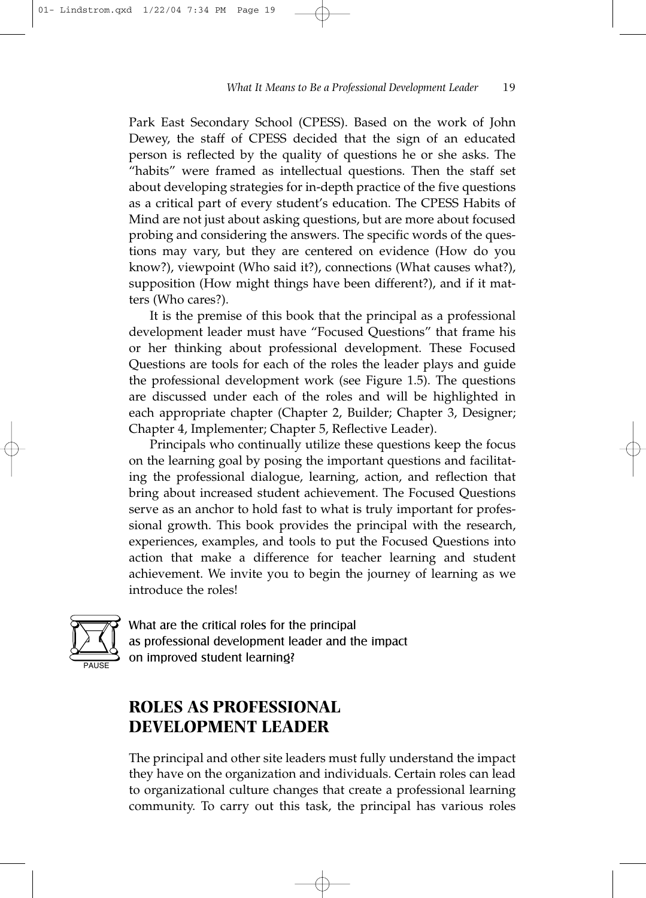Park East Secondary School (CPESS). Based on the work of John Dewey, the staff of CPESS decided that the sign of an educated person is reflected by the quality of questions he or she asks. The "habits" were framed as intellectual questions. Then the staff set about developing strategies for in-depth practice of the five questions as a critical part of every student's education. The CPESS Habits of Mind are not just about asking questions, but are more about focused probing and considering the answers. The specific words of the questions may vary, but they are centered on evidence (How do you know?), viewpoint (Who said it?), connections (What causes what?), supposition (How might things have been different?), and if it matters (Who cares?).

It is the premise of this book that the principal as a professional development leader must have "Focused Questions" that frame his or her thinking about professional development. These Focused Questions are tools for each of the roles the leader plays and guide the professional development work (see Figure 1.5). The questions are discussed under each of the roles and will be highlighted in each appropriate chapter (Chapter 2, Builder; Chapter 3, Designer; Chapter 4, Implementer; Chapter 5, Reflective Leader).

Principals who continually utilize these questions keep the focus on the learning goal by posing the important questions and facilitating the professional dialogue, learning, action, and reflection that bring about increased student achievement. The Focused Questions serve as an anchor to hold fast to what is truly important for professional growth. This book provides the principal with the research, experiences, examples, and tools to put the Focused Questions into action that make a difference for teacher learning and student achievement. We invite you to begin the journey of learning as we introduce the roles!

PAUSE

What are the critical roles for the principal as professional development leader and the impact on improved student learning?

## ROLES AS PROFESSIONAL DEVELOPMENT LEADER

The principal and other site leaders must fully understand the impact they have on the organization and individuals. Certain roles can lead to organizational culture changes that create a professional learning community. To carry out this task, the principal has various roles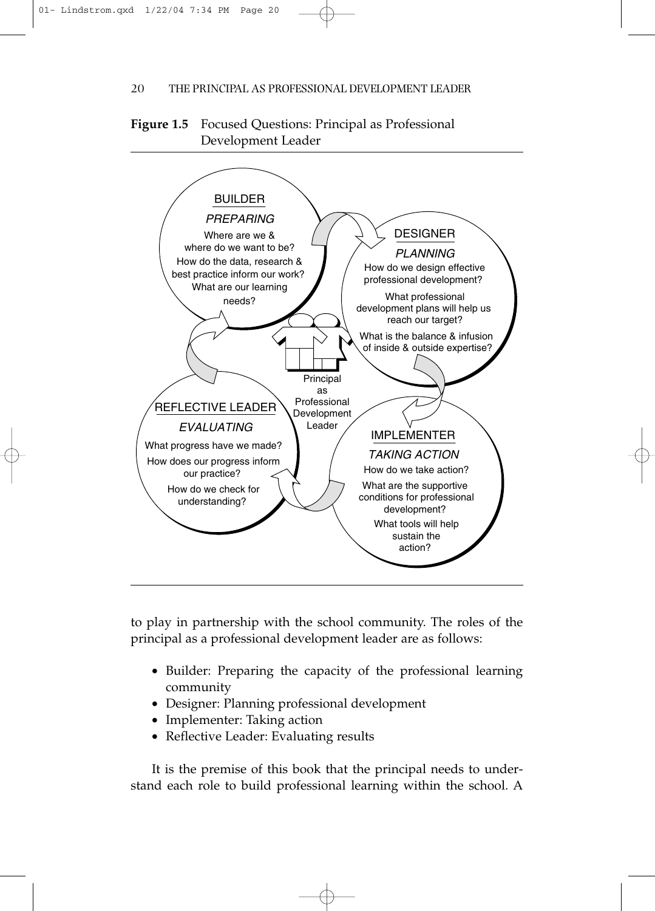**Figure 1.5** Focused Questions: Principal as Professional Development Leader

BUILDER

*PREPARING*

Where are we & where do we want to be?

How do the data, research & best practice inform our work?

What are our learning needs?

DESIGNER

*PLANNING*

How do we design effective professional development?

What professional development plans will help us reach our target?

What is the balance & infusion of inside & outside expertise?

IMPLEMENTER

*TAKING ACTION*

How do we take action?

What are the supportive conditions for professional development?

What tools will help sustain the action?

REFLECTIVE LEADER

*EVALUATING*

What progress have we made?

How does our progress inform our practice?

How do we check for understanding?

Principal as Professional Development Leader

to play in partnership with the school community. The roles of the principal as a professional development leader are as follows:

- Builder: Preparing the capacity of the professional learning community
- Designer: Planning professional development
- Implementer: Taking action
- Reflective Leader: Evaluating results

It is the premise of this book that the principal needs to understand each role to build professional learning within the school. A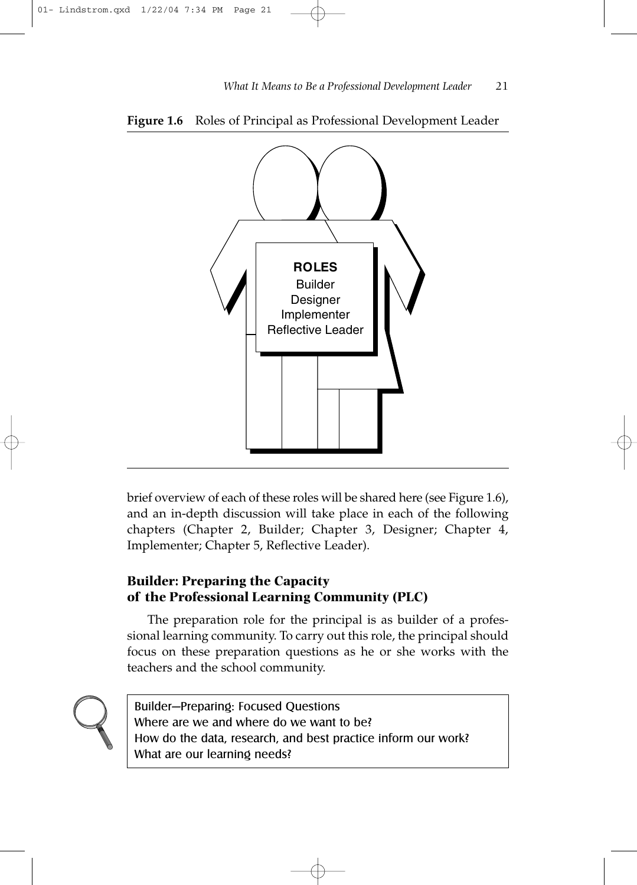**Figure 1.6** Roles of Principal as Professional Development Leader

**ROLES**
Builder
Designer
Implementer
Reflective Leader

brief overview of each of these roles will be shared here (see Figure 1.6), and an in-depth discussion will take place in each of the following chapters (Chapter 2, Builder; Chapter 3, Designer; Chapter 4, Implementer; Chapter 5, Reflective Leader).

### Builder: Preparing the Capacity of the Professional Learning Community (PLC)

The preparation role for the principal is as builder of a professional learning community. To carry out this role, the principal should focus on these preparation questions as he or she works with the teachers and the school community.

> Builder—Preparing: Focused Questions
> Where are we and where do we want to be?
> How do the data, research, and best practice inform our work?
> What are our learning needs?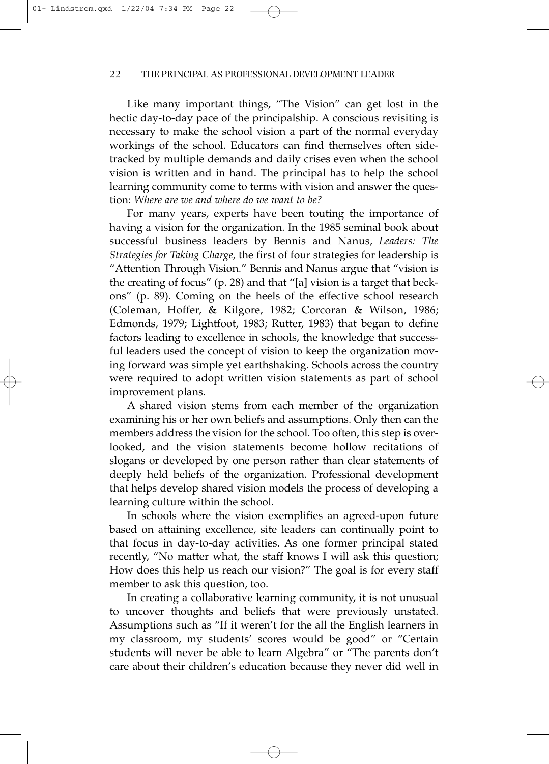Like many important things, "The Vision" can get lost in the hectic day-to-day pace of the principalship. A conscious revisiting is necessary to make the school vision a part of the normal everyday workings of the school. Educators can find themselves often sidetracked by multiple demands and daily crises even when the school vision is written and in hand. The principal has to help the school learning community come to terms with vision and answer the question: *Where are we and where do we want to be?*

For many years, experts have been touting the importance of having a vision for the organization. In the 1985 seminal book about successful business leaders by Bennis and Nanus, *Leaders: The Strategies for Taking Charge,* the first of four strategies for leadership is "Attention Through Vision." Bennis and Nanus argue that "vision is the creating of focus" (p. 28) and that "[a] vision is a target that beckons" (p. 89). Coming on the heels of the effective school research (Coleman, Hoffer, & Kilgore, 1982; Corcoran & Wilson, 1986; Edmonds, 1979; Lightfoot, 1983; Rutter, 1983) that began to define factors leading to excellence in schools, the knowledge that successful leaders used the concept of vision to keep the organization moving forward was simple yet earthshaking. Schools across the country were required to adopt written vision statements as part of school improvement plans.

A shared vision stems from each member of the organization examining his or her own beliefs and assumptions. Only then can the members address the vision for the school. Too often, this step is overlooked, and the vision statements become hollow recitations of slogans or developed by one person rather than clear statements of deeply held beliefs of the organization. Professional development that helps develop shared vision models the process of developing a learning culture within the school.

In schools where the vision exemplifies an agreed-upon future based on attaining excellence, site leaders can continually point to that focus in day-to-day activities. As one former principal stated recently, "No matter what, the staff knows I will ask this question; How does this help us reach our vision?" The goal is for every staff member to ask this question, too.

In creating a collaborative learning community, it is not unusual to uncover thoughts and beliefs that were previously unstated. Assumptions such as "If it weren't for the all the English learners in my classroom, my students' scores would be good" or "Certain students will never be able to learn Algebra" or "The parents don't care about their children's education because they never did well in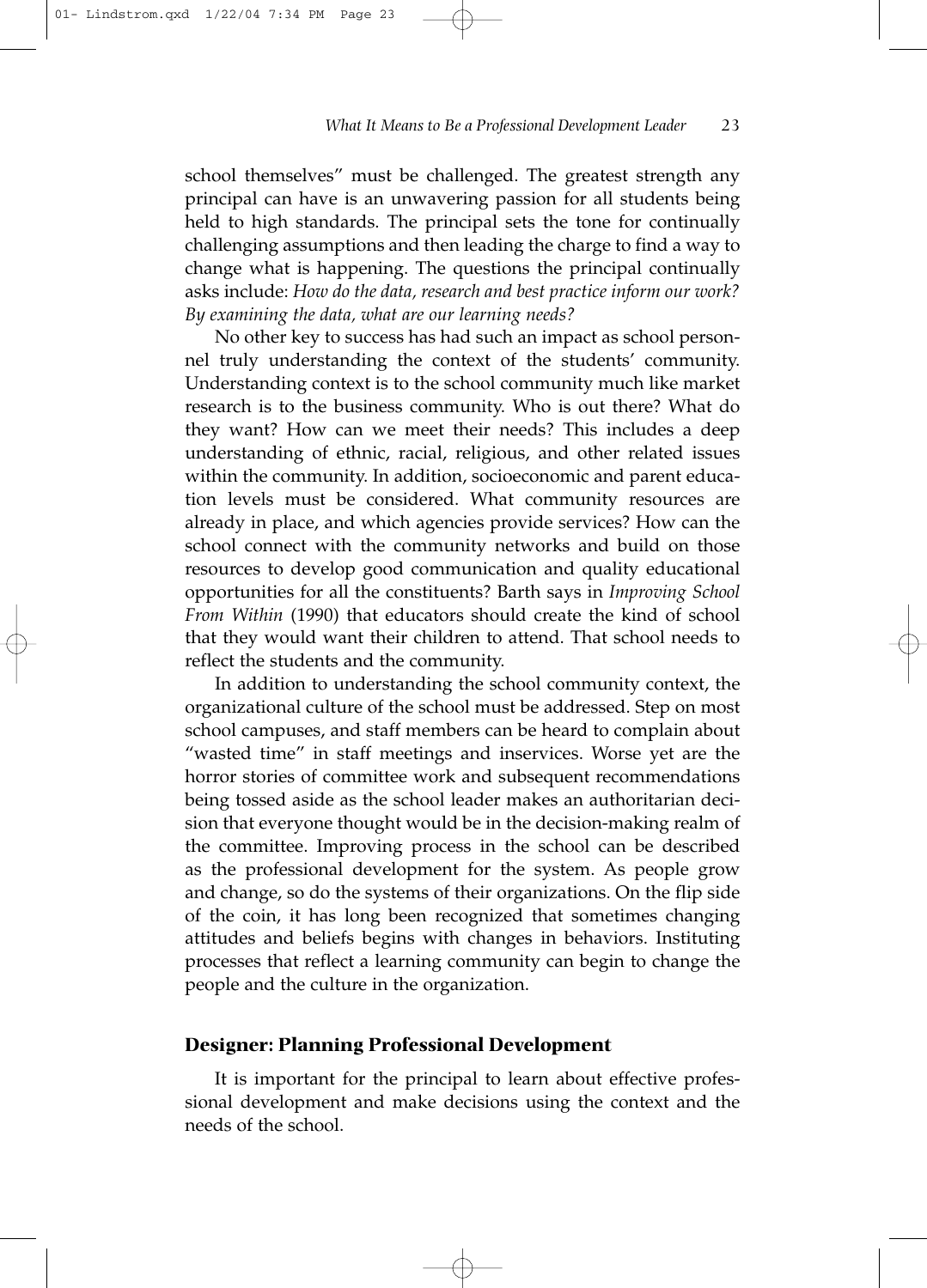school themselves" must be challenged. The greatest strength any principal can have is an unwavering passion for all students being held to high standards. The principal sets the tone for continually challenging assumptions and then leading the charge to find a way to change what is happening. The questions the principal continually asks include: *How do the data, research and best practice inform our work? By examining the data, what are our learning needs?*

No other key to success has had such an impact as school personnel truly understanding the context of the students' community. Understanding context is to the school community much like market research is to the business community. Who is out there? What do they want? How can we meet their needs? This includes a deep understanding of ethnic, racial, religious, and other related issues within the community. In addition, socioeconomic and parent education levels must be considered. What community resources are already in place, and which agencies provide services? How can the school connect with the community networks and build on those resources to develop good communication and quality educational opportunities for all the constituents? Barth says in *Improving School From Within* (1990) that educators should create the kind of school that they would want their children to attend. That school needs to reflect the students and the community.

In addition to understanding the school community context, the organizational culture of the school must be addressed. Step on most school campuses, and staff members can be heard to complain about "wasted time" in staff meetings and inservices. Worse yet are the horror stories of committee work and subsequent recommendations being tossed aside as the school leader makes an authoritarian decision that everyone thought would be in the decision-making realm of the committee. Improving process in the school can be described as the professional development for the system. As people grow and change, so do the systems of their organizations. On the flip side of the coin, it has long been recognized that sometimes changing attitudes and beliefs begins with changes in behaviors. Instituting processes that reflect a learning community can begin to change the people and the culture in the organization.

### Designer: Planning Professional Development

It is important for the principal to learn about effective professional development and make decisions using the context and the needs of the school.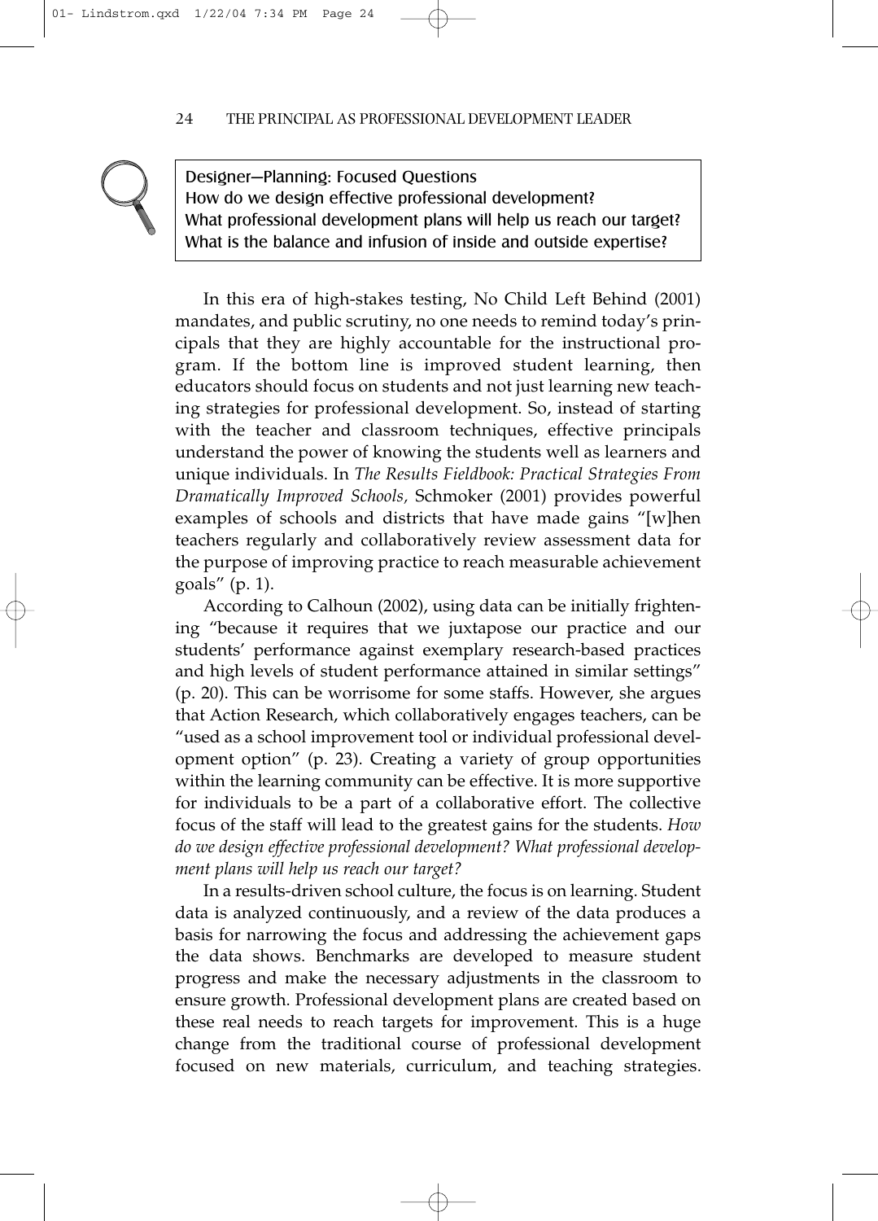Designer—Planning: Focused Questions
How do we design effective professional development?
What professional development plans will help us reach our target?
What is the balance and infusion of inside and outside expertise?

In this era of high-stakes testing, No Child Left Behind (2001) mandates, and public scrutiny, no one needs to remind today's principals that they are highly accountable for the instructional program. If the bottom line is improved student learning, then educators should focus on students and not just learning new teaching strategies for professional development. So, instead of starting with the teacher and classroom techniques, effective principals understand the power of knowing the students well as learners and unique individuals. In *The Results Fieldbook: Practical Strategies From Dramatically Improved Schools,* Schmoker (2001) provides powerful examples of schools and districts that have made gains "[w]hen teachers regularly and collaboratively review assessment data for the purpose of improving practice to reach measurable achievement goals" (p. 1).

According to Calhoun (2002), using data can be initially frightening "because it requires that we juxtapose our practice and our students' performance against exemplary research-based practices and high levels of student performance attained in similar settings" (p. 20). This can be worrisome for some staffs. However, she argues that Action Research, which collaboratively engages teachers, can be "used as a school improvement tool or individual professional development option" (p. 23). Creating a variety of group opportunities within the learning community can be effective. It is more supportive for individuals to be a part of a collaborative effort. The collective focus of the staff will lead to the greatest gains for the students. *How do we design effective professional development? What professional development plans will help us reach our target?*

In a results-driven school culture, the focus is on learning. Student data is analyzed continuously, and a review of the data produces a basis for narrowing the focus and addressing the achievement gaps the data shows. Benchmarks are developed to measure student progress and make the necessary adjustments in the classroom to ensure growth. Professional development plans are created based on these real needs to reach targets for improvement. This is a huge change from the traditional course of professional development focused on new materials, curriculum, and teaching strategies.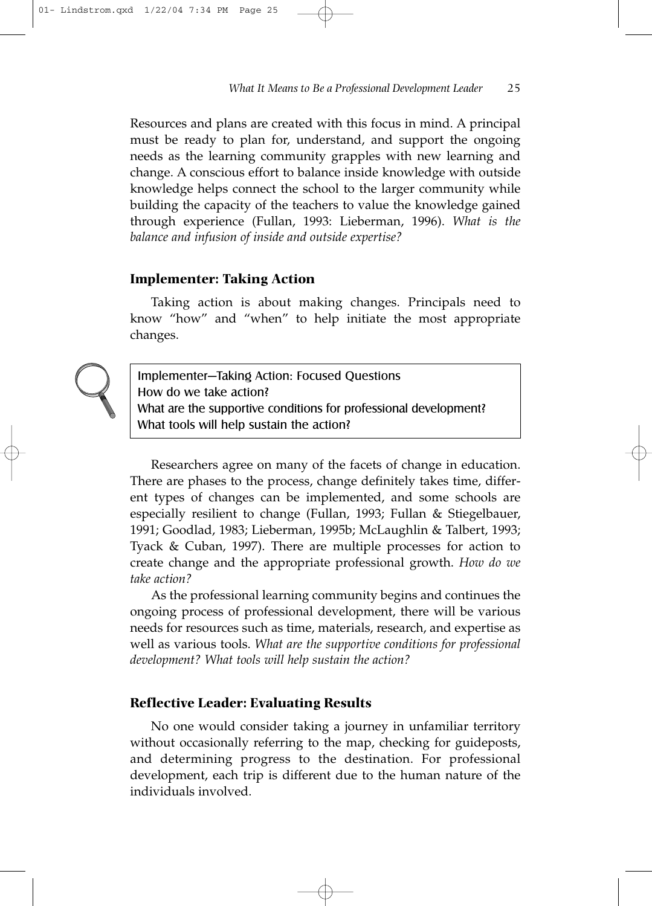Resources and plans are created with this focus in mind. A principal must be ready to plan for, understand, and support the ongoing needs as the learning community grapples with new learning and change. A conscious effort to balance inside knowledge with outside knowledge helps connect the school to the larger community while building the capacity of the teachers to value the knowledge gained through experience (Fullan, 1993: Lieberman, 1996). *What is the balance and infusion of inside and outside expertise?*

### Implementer: Taking Action

Taking action is about making changes. Principals need to know "how" and "when" to help initiate the most appropriate changes.

> Implementer—Taking Action: Focused Questions
> How do we take action?
> What are the supportive conditions for professional development?
> What tools will help sustain the action?

Researchers agree on many of the facets of change in education. There are phases to the process, change definitely takes time, different types of changes can be implemented, and some schools are especially resilient to change (Fullan, 1993; Fullan & Stiegelbauer, 1991; Goodlad, 1983; Lieberman, 1995b; McLaughlin & Talbert, 1993; Tyack & Cuban, 1997). There are multiple processes for action to create change and the appropriate professional growth. *How do we take action?*

As the professional learning community begins and continues the ongoing process of professional development, there will be various needs for resources such as time, materials, research, and expertise as well as various tools. *What are the supportive conditions for professional development? What tools will help sustain the action?*

### Reflective Leader: Evaluating Results

No one would consider taking a journey in unfamiliar territory without occasionally referring to the map, checking for guideposts, and determining progress to the destination. For professional development, each trip is different due to the human nature of the individuals involved.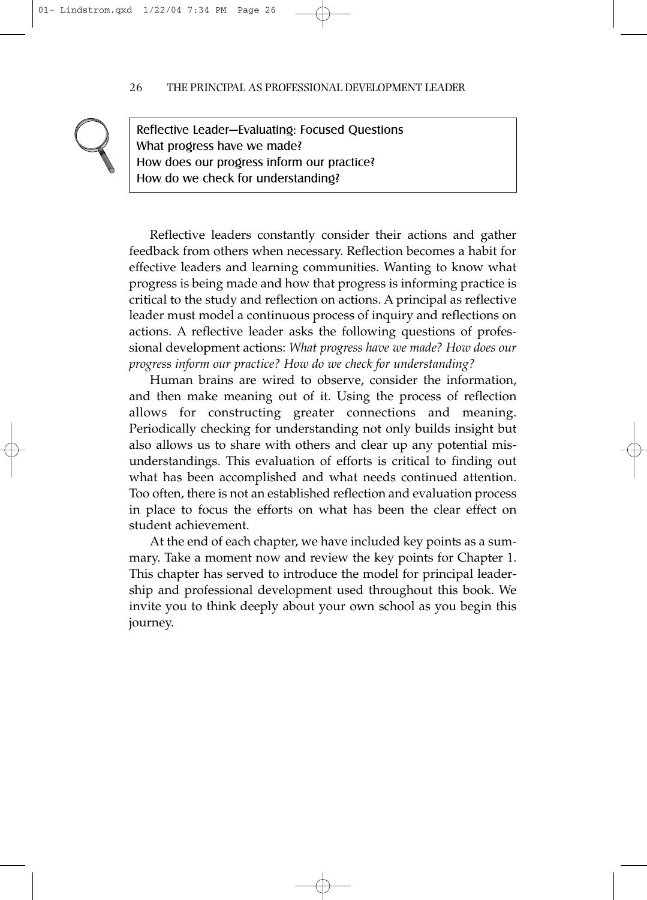> **Reflective Leader—Evaluating: Focused Questions**
> What progress have we made?
> How does our progress inform our practice?
> How do we check for understanding?

Reflective leaders constantly consider their actions and gather feedback from others when necessary. Reflection becomes a habit for effective leaders and learning communities. Wanting to know what progress is being made and how that progress is informing practice is critical to the study and reflection on actions. A principal as reflective leader must model a continuous process of inquiry and reflections on actions. A reflective leader asks the following questions of professional development actions: *What progress have we made? How does our progress inform our practice? How do we check for understanding?*

Human brains are wired to observe, consider the information, and then make meaning out of it. Using the process of reflection allows for constructing greater connections and meaning. Periodically checking for understanding not only builds insight but also allows us to share with others and clear up any potential misunderstandings. This evaluation of efforts is critical to finding out what has been accomplished and what needs continued attention. Too often, there is not an established reflection and evaluation process in place to focus the efforts on what has been the clear effect on student achievement.

At the end of each chapter, we have included key points as a summary. Take a moment now and review the key points for Chapter 1. This chapter has served to introduce the model for principal leadership and professional development used throughout this book. We invite you to think deeply about your own school as you begin this journey.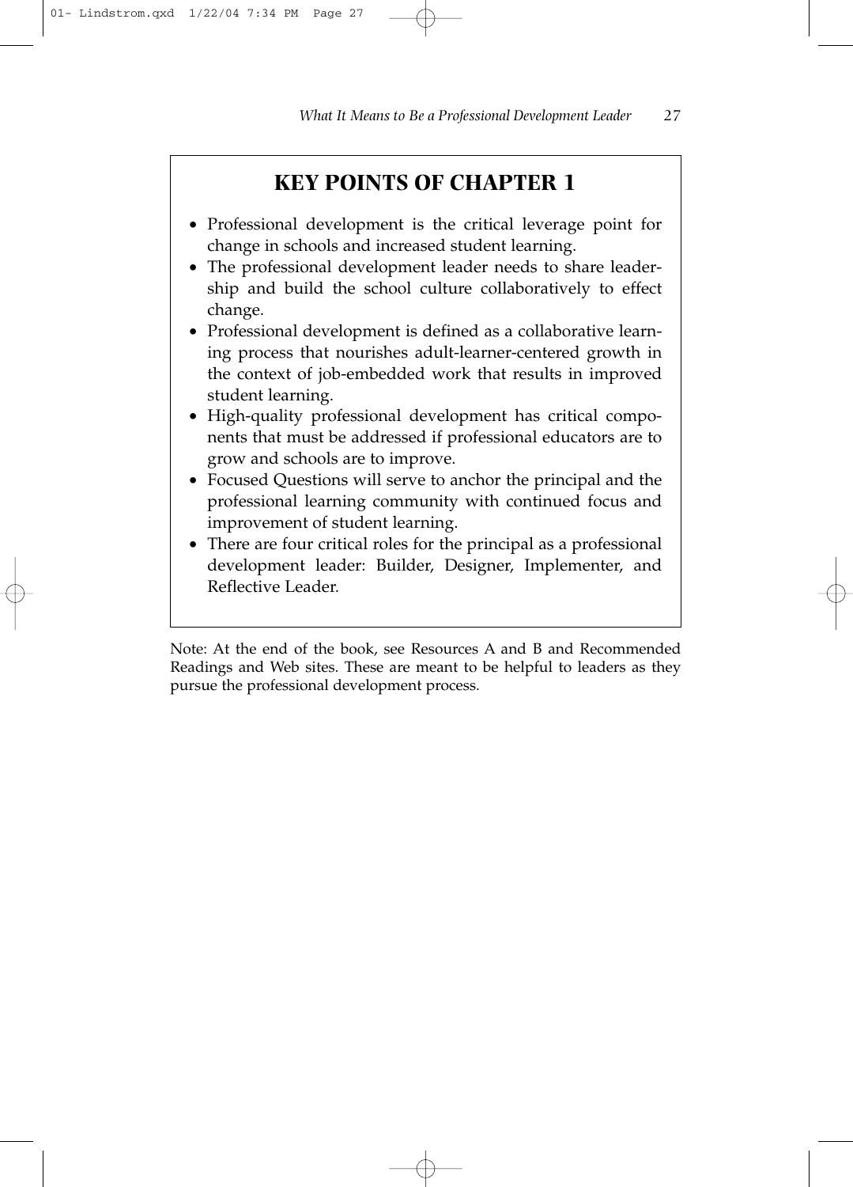## KEY POINTS OF CHAPTER 1

- Professional development is the critical leverage point for change in schools and increased student learning.
- The professional development leader needs to share leadership and build the school culture collaboratively to effect change.
- Professional development is defined as a collaborative learning process that nourishes adult-learner-centered growth in the context of job-embedded work that results in improved student learning.
- High-quality professional development has critical components that must be addressed if professional educators are to grow and schools are to improve.
- Focused Questions will serve to anchor the principal and the professional learning community with continued focus and improvement of student learning.
- There are four critical roles for the principal as a professional development leader: Builder, Designer, Implementer, and Reflective Leader.

Note: At the end of the book, see Resources A and B and Recommended Readings and Web sites. These are meant to be helpful to leaders as they pursue the professional development process.